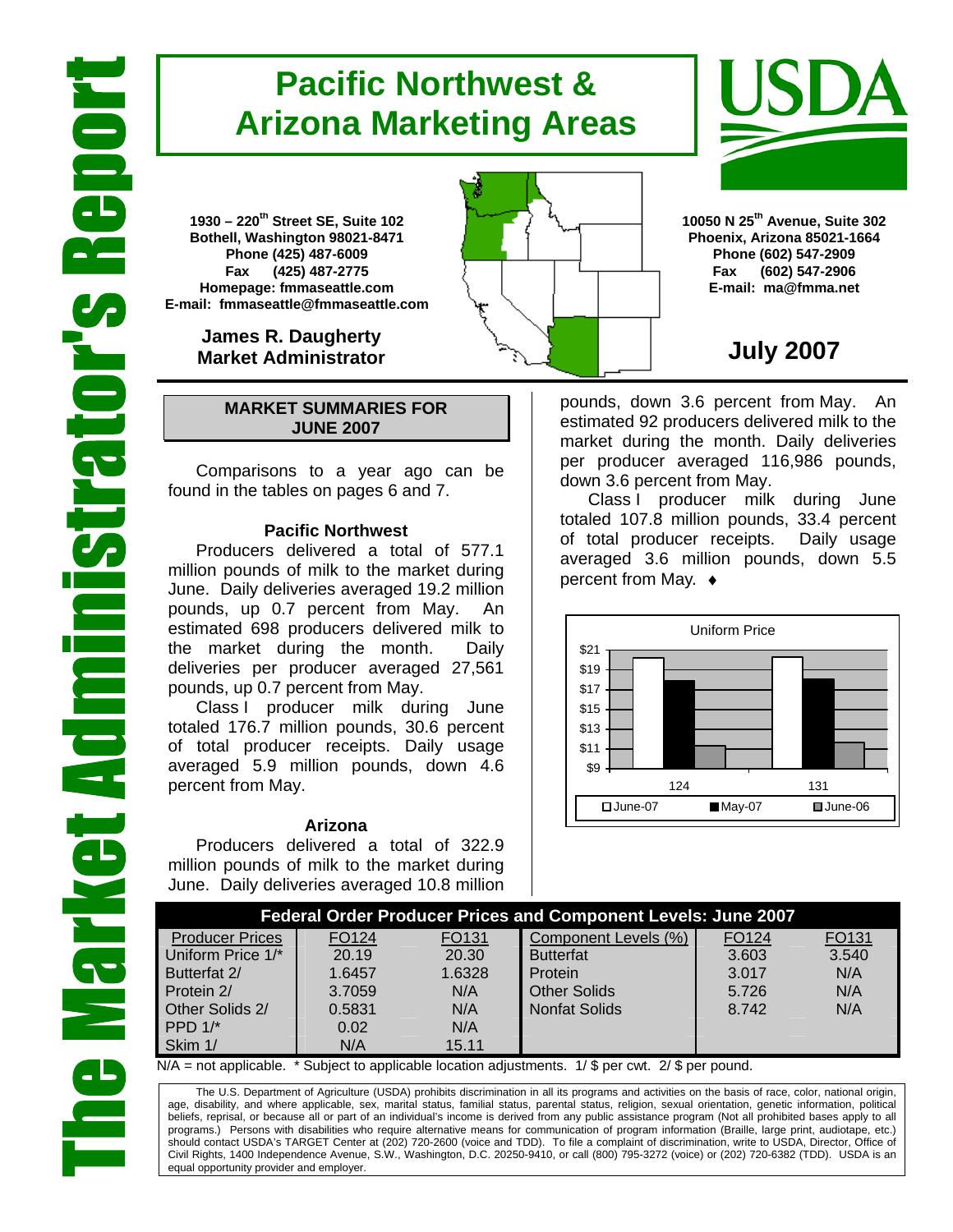# The Market Administrator's Report

## Pacific Northwest & Arizona Marketing Areas

**1930 – 220th Street SE, Suite 102**
**Bothell, Washington 98021-8471**
**Phone (425) 487-6009**
**Fax (425) 487-2775**
**Homepage: fmmaseattle.com**
**E-mail: fmmaseattle@fmmaseattle.com**

**James R. Daugherty**
**Market Administrator**

**10050 N 25th Avenue, Suite 302**
**Phoenix, Arizona 85021-1664**
**Phone (602) 547-2909**
**Fax (602) 547-2906**
**E-mail: ma@fmma.net**

## July 2007

### MARKET SUMMARIES FOR JUNE 2007

Comparisons to a year ago can be found in the tables on pages 6 and 7.

#### Pacific Northwest

Producers delivered a total of 577.1 million pounds of milk to the market during June. Daily deliveries averaged 19.2 million pounds, up 0.7 percent from May. An estimated 698 producers delivered milk to the market during the month. Daily deliveries per producer averaged 27,561 pounds, up 0.7 percent from May.

Class I producer milk during June totaled 176.7 million pounds, 30.6 percent of total producer receipts. Daily usage averaged 5.9 million pounds, down 4.6 percent from May.

#### Arizona

Producers delivered a total of 322.9 million pounds of milk to the market during June. Daily deliveries averaged 10.8 million pounds, down 3.6 percent from May. An estimated 92 producers delivered milk to the market during the month. Daily deliveries per producer averaged 116,986 pounds, down 3.6 percent from May.

Class I producer milk during June totaled 107.8 million pounds, 33.4 percent of total producer receipts. Daily usage averaged 3.6 million pounds, down 5.5 percent from May. ♦

Uniform Price

| | June-07 | May-07 | June-06 |
|---|---|---|---|
| 124 | | | |
| 131 | | | |

### Federal Order Producer Prices and Component Levels: June 2007

| Producer Prices | FO124 | FO131 | Component Levels (%) | FO124 | FO131 |
|---|---|---|---|---|---|
| Uniform Price 1/* | 20.19 | 20.30 | Butterfat | 3.603 | 3.540 |
| Butterfat 2/ | 1.6457 | 1.6328 | Protein | 3.017 | N/A |
| Protein 2/ | 3.7059 | N/A | Other Solids | 5.726 | N/A |
| Other Solids 2/ | 0.5831 | N/A | Nonfat Solids | 8.742 | N/A |
| PPD 1/* | 0.02 | N/A | | | |
| Skim 1/ | N/A | 15.11 | | | |

N/A = not applicable. * Subject to applicable location adjustments. 1/ $ per cwt. 2/ $ per pound.

The U.S. Department of Agriculture (USDA) prohibits discrimination in all its programs and activities on the basis of race, color, national origin, age, disability, and where applicable, sex, marital status, familial status, parental status, religion, sexual orientation, genetic information, political beliefs, reprisal, or because all or part of an individual's income is derived from any public assistance program (Not all prohibited bases apply to all programs.) Persons with disabilities who require alternative means for communication of program information (Braille, large print, audiotape, etc.) should contact USDA's TARGET Center at (202) 720-2600 (voice and TDD). To file a complaint of discrimination, write to USDA, Director, Office of Civil Rights, 1400 Independence Avenue, S.W., Washington, D.C. 20250-9410, or call (800) 795-3272 (voice) or (202) 720-6382 (TDD). USDA is an equal opportunity provider and employer.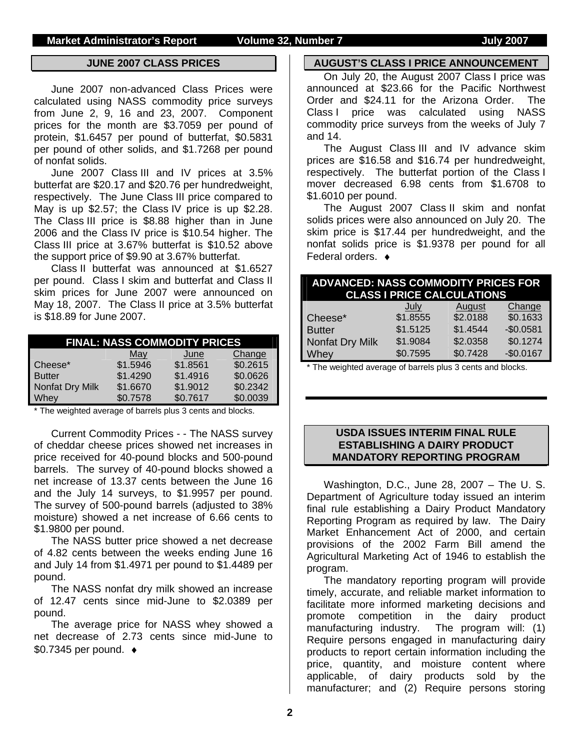## JUNE 2007 CLASS PRICES

June 2007 non-advanced Class Prices were calculated using NASS commodity price surveys from June 2, 9, 16 and 23, 2007. Component prices for the month are $3.7059 per pound of protein, $1.6457 per pound of butterfat, $0.5831 per pound of other solids, and $1.7268 per pound of nonfat solids.

June 2007 Class III and IV prices at 3.5% butterfat are $20.17 and $20.76 per hundredweight, respectively. The June Class III price compared to May is up $2.57; the Class IV price is up $2.28. The Class III price is $8.88 higher than in June 2006 and the Class IV price is $10.54 higher. The Class III price at 3.67% butterfat is $10.52 above the support price of $9.90 at 3.67% butterfat.

Class II butterfat was announced at $1.6527 per pound. Class I skim and butterfat and Class II skim prices for June 2007 were announced on May 18, 2007. The Class II price at 3.5% butterfat is $18.89 for June 2007.

| FINAL: NASS COMMODITY PRICES | | | |
|---|---|---|---|
| | May | June | Change |
| Cheese* | $1.5946 | $1.8561 | $0.2615 |
| Butter | $1.4290 | $1.4916 | $0.0626 |
| Nonfat Dry Milk | $1.6670 | $1.9012 | $0.2342 |
| Whey | $0.7578 | $0.7617 | $0.0039 |

* The weighted average of barrels plus 3 cents and blocks.

Current Commodity Prices - - The NASS survey of cheddar cheese prices showed net increases in price received for 40-pound blocks and 500-pound barrels. The survey of 40-pound blocks showed a net increase of 13.37 cents between the June 16 and the July 14 surveys, to $1.9957 per pound. The survey of 500-pound barrels (adjusted to 38% moisture) showed a net increase of 6.66 cents to $1.9800 per pound.

The NASS butter price showed a net decrease of 4.82 cents between the weeks ending June 16 and July 14 from $1.4971 per pound to $1.4489 per pound.

The NASS nonfat dry milk showed an increase of 12.47 cents since mid-June to $2.0389 per pound.

The average price for NASS whey showed a net decrease of 2.73 cents since mid-June to $0.7345 per pound. ♦

## AUGUST'S CLASS I PRICE ANNOUNCEMENT

On July 20, the August 2007 Class I price was announced at $23.66 for the Pacific Northwest Order and $24.11 for the Arizona Order. The Class I price was calculated using NASS commodity price surveys from the weeks of July 7 and 14.

The August Class III and IV advance skim prices are $16.58 and $16.74 per hundredweight, respectively. The butterfat portion of the Class I mover decreased 6.98 cents from $1.6708 to $1.6010 per pound.

The August 2007 Class II skim and nonfat solids prices were also announced on July 20. The skim price is $17.44 per hundredweight, and the nonfat solids price is $1.9378 per pound for all Federal orders. ♦

| ADVANCED: NASS COMMODITY PRICES FOR CLASS I PRICE CALCULATIONS | | | |
|---|---|---|---|
| | July | August | Change |
| Cheese* | $1.8555 | $2.0188 | $0.1633 |
| Butter | $1.5125 | $1.4544 | -$0.0581 |
| Nonfat Dry Milk | $1.9084 | $2.0358 | $0.1274 |
| Whey | $0.7595 | $0.7428 | -$0.0167 |

* The weighted average of barrels plus 3 cents and blocks.

## USDA ISSUES INTERIM FINAL RULE ESTABLISHING A DAIRY PRODUCT MANDATORY REPORTING PROGRAM

Washington, D.C., June 28, 2007 – The U. S. Department of Agriculture today issued an interim final rule establishing a Dairy Product Mandatory Reporting Program as required by law. The Dairy Market Enhancement Act of 2000, and certain provisions of the 2002 Farm Bill amend the Agricultural Marketing Act of 1946 to establish the program.

The mandatory reporting program will provide timely, accurate, and reliable market information to facilitate more informed marketing decisions and promote competition in the dairy product manufacturing industry. The program will: (1) Require persons engaged in manufacturing dairy products to report certain information including the price, quantity, and moisture content where applicable, of dairy products sold by the manufacturer; and (2) Require persons storing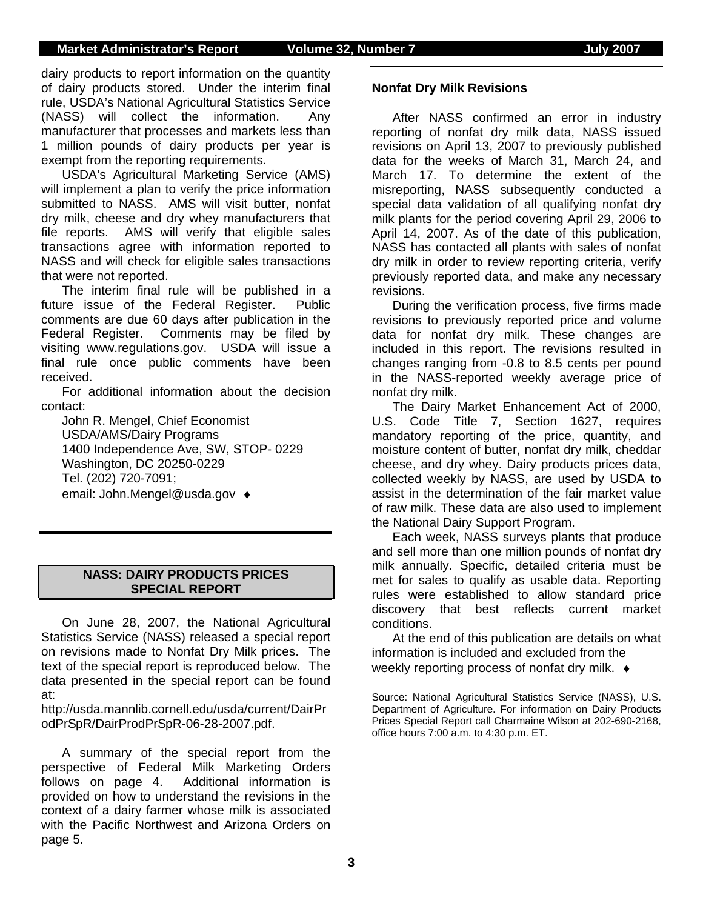dairy products to report information on the quantity of dairy products stored. Under the interim final rule, USDA's National Agricultural Statistics Service (NASS) will collect the information. Any manufacturer that processes and markets less than 1 million pounds of dairy products per year is exempt from the reporting requirements.

USDA's Agricultural Marketing Service (AMS) will implement a plan to verify the price information submitted to NASS. AMS will visit butter, nonfat dry milk, cheese and dry whey manufacturers that file reports. AMS will verify that eligible sales transactions agree with information reported to NASS and will check for eligible sales transactions that were not reported.

The interim final rule will be published in a future issue of the Federal Register. Public comments are due 60 days after publication in the Federal Register. Comments may be filed by visiting www.regulations.gov. USDA will issue a final rule once public comments have been received.

For additional information about the decision contact:

John R. Mengel, Chief Economist
USDA/AMS/Dairy Programs
1400 Independence Ave, SW, STOP- 0229
Washington, DC 20250-0229
Tel. (202) 720-7091;
email: John.Mengel@usda.gov ♦

## NASS: DAIRY PRODUCTS PRICES SPECIAL REPORT

On June 28, 2007, the National Agricultural Statistics Service (NASS) released a special report on revisions made to Nonfat Dry Milk prices. The text of the special report is reproduced below. The data presented in the special report can be found at:

http://usda.mannlib.cornell.edu/usda/current/DairProdPrSpR/DairProdPrSpR-06-28-2007.pdf.

A summary of the special report from the perspective of Federal Milk Marketing Orders follows on page 4. Additional information is provided on how to understand the revisions in the context of a dairy farmer whose milk is associated with the Pacific Northwest and Arizona Orders on page 5.

**Nonfat Dry Milk Revisions**

After NASS confirmed an error in industry reporting of nonfat dry milk data, NASS issued revisions on April 13, 2007 to previously published data for the weeks of March 31, March 24, and March 17. To determine the extent of the misreporting, NASS subsequently conducted a special data validation of all qualifying nonfat dry milk plants for the period covering April 29, 2006 to April 14, 2007. As of the date of this publication, NASS has contacted all plants with sales of nonfat dry milk in order to review reporting criteria, verify previously reported data, and make any necessary revisions.

During the verification process, five firms made revisions to previously reported price and volume data for nonfat dry milk. These changes are included in this report. The revisions resulted in changes ranging from -0.8 to 8.5 cents per pound in the NASS-reported weekly average price of nonfat dry milk.

The Dairy Market Enhancement Act of 2000, U.S. Code Title 7, Section 1627, requires mandatory reporting of the price, quantity, and moisture content of butter, nonfat dry milk, cheddar cheese, and dry whey. Dairy products prices data, collected weekly by NASS, are used by USDA to assist in the determination of the fair market value of raw milk. These data are also used to implement the National Dairy Support Program.

Each week, NASS surveys plants that produce and sell more than one million pounds of nonfat dry milk annually. Specific, detailed criteria must be met for sales to qualify as usable data. Reporting rules were established to allow standard price discovery that best reflects current market conditions.

At the end of this publication are details on what information is included and excluded from the weekly reporting process of nonfat dry milk. ♦

Source: National Agricultural Statistics Service (NASS), U.S. Department of Agriculture. For information on Dairy Products Prices Special Report call Charmaine Wilson at 202-690-2168, office hours 7:00 a.m. to 4:30 p.m. ET.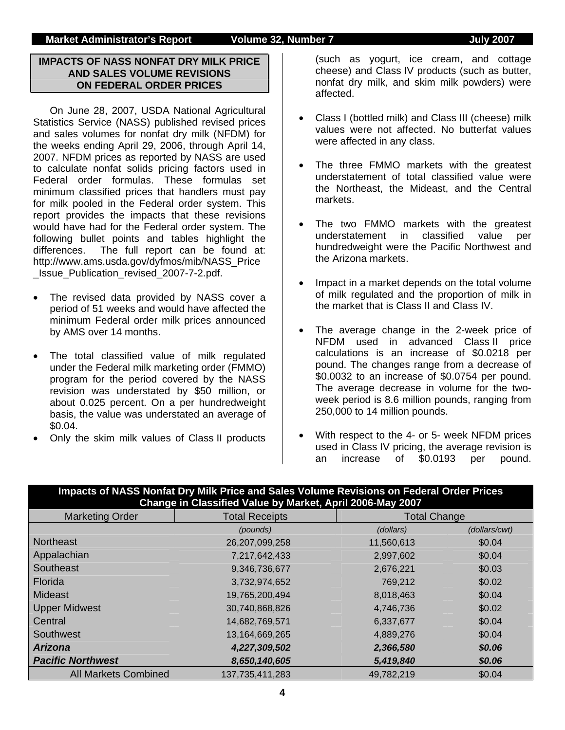## IMPACTS OF NASS NONFAT DRY MILK PRICE AND SALES VOLUME REVISIONS ON FEDERAL ORDER PRICES

On June 28, 2007, USDA National Agricultural Statistics Service (NASS) published revised prices and sales volumes for nonfat dry milk (NFDM) for the weeks ending April 29, 2006, through April 14, 2007. NFDM prices as reported by NASS are used to calculate nonfat solids pricing factors used in Federal order formulas. These formulas set minimum classified prices that handlers must pay for milk pooled in the Federal order system. This report provides the impacts that these revisions would have had for the Federal order system. The following bullet points and tables highlight the differences. The full report can be found at: http://www.ams.usda.gov/dyfmos/mib/NASS_Price_Issue_Publication_revised_2007-7-2.pdf.

- The revised data provided by NASS cover a period of 51 weeks and would have affected the minimum Federal order milk prices announced by AMS over 14 months.
- The total classified value of milk regulated under the Federal milk marketing order (FMMO) program for the period covered by the NASS revision was understated by $50 million, or about 0.025 percent. On a per hundredweight basis, the value was understated an average of $0.04.
- Only the skim milk values of Class II products (such as yogurt, ice cream, and cottage cheese) and Class IV products (such as butter, nonfat dry milk, and skim milk powders) were affected.
- Class I (bottled milk) and Class III (cheese) milk values were not affected. No butterfat values were affected in any class.
- The three FMMO markets with the greatest understatement of total classified value were the Northeast, the Mideast, and the Central markets.
- The two FMMO markets with the greatest understatement in classified value per hundredweight were the Pacific Northwest and the Arizona markets.
- Impact in a market depends on the total volume of milk regulated and the proportion of milk in the market that is Class II and Class IV.
- The average change in the 2-week price of NFDM used in advanced Class II price calculations is an increase of $0.0218 per pound. The changes range from a decrease of $0.0032 to an increase of $0.0754 per pound. The average decrease in volume for the two-week period is 8.6 million pounds, ranging from 250,000 to 14 million pounds.
- With respect to the 4- or 5- week NFDM prices used in Class IV pricing, the average revision is an increase of $0.0193 per pound.

**Impacts of NASS Nonfat Dry Milk Price and Sales Volume Revisions on Federal Order Prices**
**Change in Classified Value by Market, April 2006-May 2007**

| Marketing Order | Total Receipts | Total Change | |
|---|---|---|---|
| | *(pounds)* | *(dollars)* | *(dollars/cwt)* |
| Northeast | 26,207,099,258 | 11,560,613 | $0.04 |
| Appalachian | 7,217,642,433 | 2,997,602 | $0.04 |
| Southeast | 9,346,736,677 | 2,676,221 | $0.03 |
| Florida | 3,732,974,652 | 769,212 | $0.02 |
| Mideast | 19,765,200,494 | 8,018,463 | $0.04 |
| Upper Midwest | 30,740,868,826 | 4,746,736 | $0.02 |
| Central | 14,682,769,571 | 6,337,677 | $0.04 |
| Southwest | 13,164,669,265 | 4,889,276 | $0.04 |
| ***Arizona*** | ***4,227,309,502*** | ***2,366,580*** | ***$0.06*** |
| ***Pacific Northwest*** | ***8,650,140,605*** | ***5,419,840*** | ***$0.06*** |
| All Markets Combined | 137,735,411,283 | 49,782,219 | $0.04 |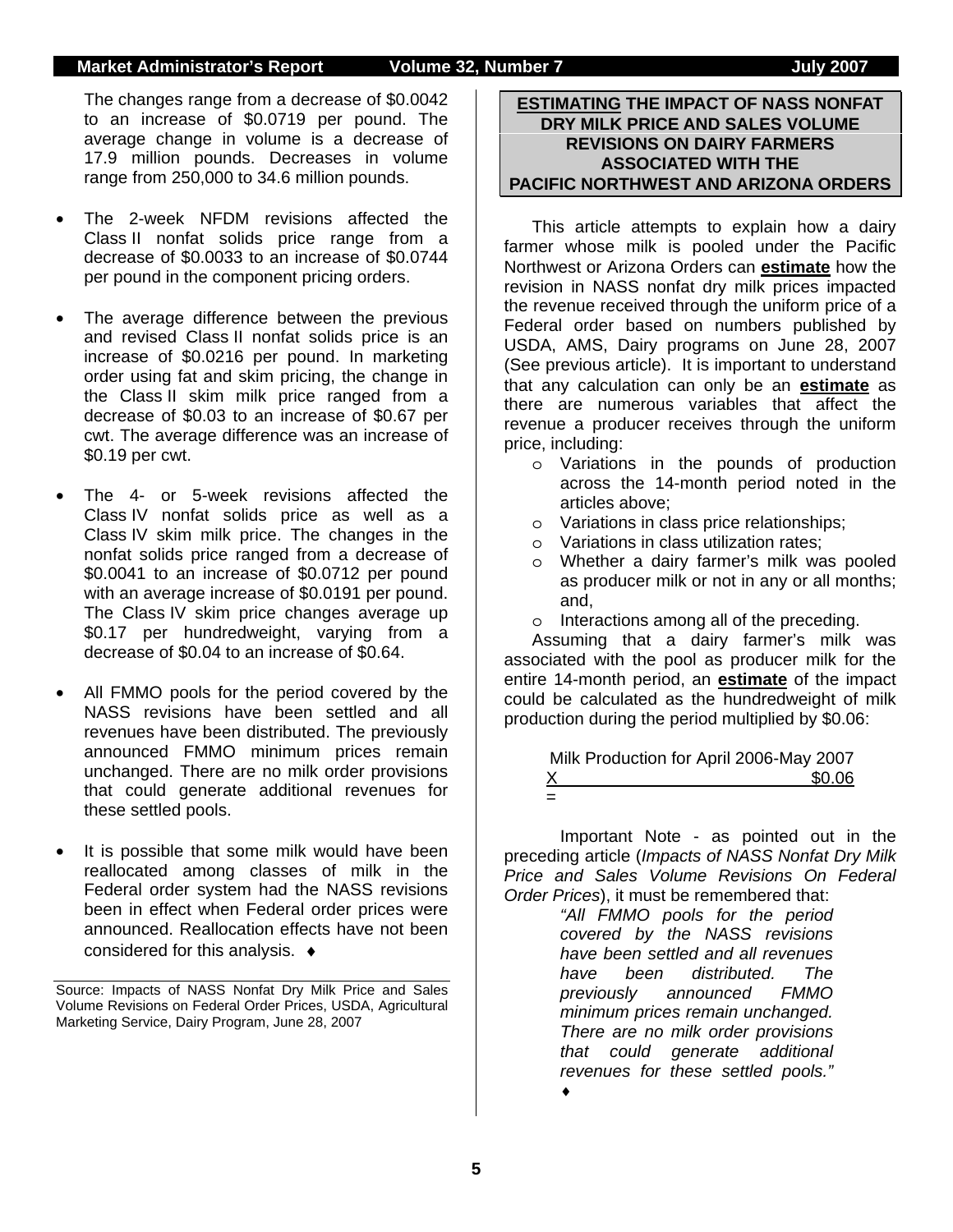The changes range from a decrease of $0.0042 to an increase of $0.0719 per pound. The average change in volume is a decrease of 17.9 million pounds. Decreases in volume range from 250,000 to 34.6 million pounds.

- The 2-week NFDM revisions affected the Class II nonfat solids price range from a decrease of $0.0033 to an increase of $0.0744 per pound in the component pricing orders.
- The average difference between the previous and revised Class II nonfat solids price is an increase of $0.0216 per pound. In marketing order using fat and skim pricing, the change in the Class II skim milk price ranged from a decrease of $0.03 to an increase of $0.67 per cwt. The average difference was an increase of $0.19 per cwt.
- The 4- or 5-week revisions affected the Class IV nonfat solids price as well as a Class IV skim milk price. The changes in the nonfat solids price ranged from a decrease of $0.0041 to an increase of $0.0712 per pound with an average increase of $0.0191 per pound. The Class IV skim price changes average up $0.17 per hundredweight, varying from a decrease of $0.04 to an increase of $0.64.
- All FMMO pools for the period covered by the NASS revisions have been settled and all revenues have been distributed. The previously announced FMMO minimum prices remain unchanged. There are no milk order provisions that could generate additional revenues for these settled pools.
- It is possible that some milk would have been reallocated among classes of milk in the Federal order system had the NASS revisions been in effect when Federal order prices were announced. Reallocation effects have not been considered for this analysis. ♦

Source: Impacts of NASS Nonfat Dry Milk Price and Sales Volume Revisions on Federal Order Prices, USDA, Agricultural Marketing Service, Dairy Program, June 28, 2007

## ESTIMATING THE IMPACT OF NASS NONFAT DRY MILK PRICE AND SALES VOLUME REVISIONS ON DAIRY FARMERS ASSOCIATED WITH THE PACIFIC NORTHWEST AND ARIZONA ORDERS

This article attempts to explain how a dairy farmer whose milk is pooled under the Pacific Northwest or Arizona Orders can **estimate** how the revision in NASS nonfat dry milk prices impacted the revenue received through the uniform price of a Federal order based on numbers published by USDA, AMS, Dairy programs on June 28, 2007 (See previous article). It is important to understand that any calculation can only be an **estimate** as there are numerous variables that affect the revenue a producer receives through the uniform price, including:

- Variations in the pounds of production across the 14-month period noted in the articles above;
- Variations in class price relationships;
- Variations in class utilization rates;
- Whether a dairy farmer's milk was pooled as producer milk or not in any or all months; and,
- Interactions among all of the preceding.

Assuming that a dairy farmer's milk was associated with the pool as producer milk for the entire 14-month period, an **estimate** of the impact could be calculated as the hundredweight of milk production during the period multiplied by $0.06:

| | |
|---|---|
| | Milk Production for April 2006-May 2007 |
| X | $0.06 |
| = | |

Important Note - as pointed out in the preceding article (*Impacts of NASS Nonfat Dry Milk Price and Sales Volume Revisions On Federal Order Prices*), it must be remembered that:

> *"All FMMO pools for the period covered by the NASS revisions have been settled and all revenues have been distributed. The previously announced FMMO minimum prices remain unchanged. There are no milk order provisions that could generate additional revenues for these settled pools."* ♦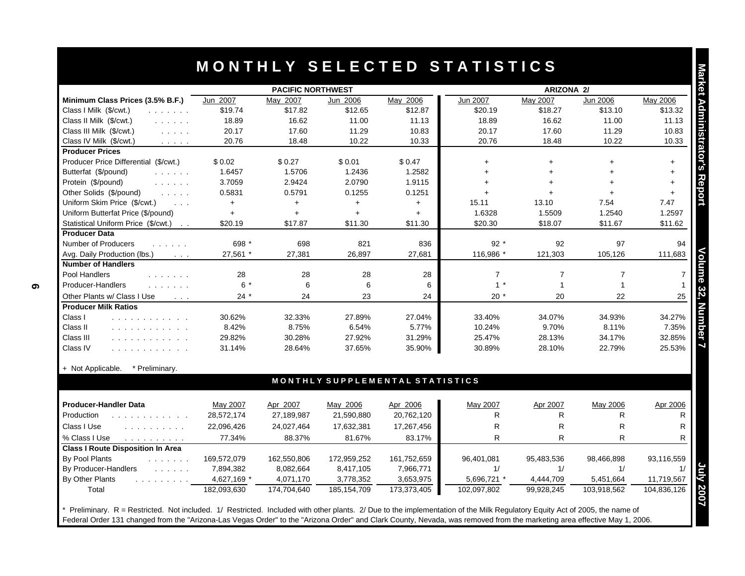# MONTHLY SELECTED STATISTICS

| | PACIFIC NORTHWEST | | | | ARIZONA 2/ | | | |
|---|---|---|---|---|---|---|---|---|
| **Minimum Class Prices (3.5% B.F.)** | Jun 2007 | May 2007 | Jun 2006 | May 2006 | Jun 2007 | May 2007 | Jun 2006 | May 2006 |
| Class I Milk ($/cwt.) | $19.74 | $17.82 | $12.65 | $12.87 | $20.19 | $18.27 | $13.10 | $13.32 |
| Class II Milk ($/cwt.) | 18.89 | 16.62 | 11.00 | 11.13 | 18.89 | 16.62 | 11.00 | 11.13 |
| Class III Milk ($/cwt.) | 20.17 | 17.60 | 11.29 | 10.83 | 20.17 | 17.60 | 11.29 | 10.83 |
| Class IV Milk ($/cwt.) | 20.76 | 18.48 | 10.22 | 10.33 | 20.76 | 18.48 | 10.22 | 10.33 |
| **Producer Prices** | | | | | | | | |
| Producer Price Differential ($/cwt.) | $ 0.02 | $ 0.27 | $ 0.01 | $ 0.47 | + | + | + | + |
| Butterfat ($/pound) | 1.6457 | 1.5706 | 1.2436 | 1.2582 | + | + | + | + |
| Protein ($/pound) | 3.7059 | 2.9424 | 2.0790 | 1.9115 | + | + | + | + |
| Other Solids ($/pound) | 0.5831 | 0.5791 | 0.1255 | 0.1251 | + | + | + | + |
| Uniform Skim Price ($/cwt.) | + | + | + | + | 15.11 | 13.10 | 7.54 | 7.47 |
| Uniform Butterfat Price ($/pound) | + | + | + | + | 1.6328 | 1.5509 | 1.2540 | 1.2597 |
| Statistical Uniform Price ($/cwt.) | $20.19 | $17.87 | $11.30 | $11.30 | $20.30 | $18.07 | $11.67 | $11.62 |
| **Producer Data** | | | | | | | | |
| Number of Producers | 698 * | 698 | 821 | 836 | 92 * | 92 | 97 | 94 |
| Avg. Daily Production (lbs.) | 27,561 * | 27,381 | 26,897 | 27,681 | 116,986 * | 121,303 | 105,126 | 111,683 |
| **Number of Handlers** | | | | | | | | |
| Pool Handlers | 28 | 28 | 28 | 28 | 7 | 7 | 7 | 7 |
| Producer-Handlers | 6 * | 6 | 6 | 6 | 1 * | 1 | 1 | 1 |
| Other Plants w/ Class I Use | 24 * | 24 | 23 | 24 | 20 * | 20 | 22 | 25 |
| **Producer Milk Ratios** | | | | | | | | |
| Class I | 30.62% | 32.33% | 27.89% | 27.04% | 33.40% | 34.07% | 34.93% | 34.27% |
| Class II | 8.42% | 8.75% | 6.54% | 5.77% | 10.24% | 9.70% | 8.11% | 7.35% |
| Class III | 29.82% | 30.28% | 27.92% | 31.29% | 25.47% | 28.13% | 34.17% | 32.85% |
| Class IV | 31.14% | 28.64% | 37.65% | 35.90% | 30.89% | 28.10% | 22.79% | 25.53% |

+ Not Applicable. * Preliminary.

## MONTHLY SUPPLEMENTAL STATISTICS

| **Producer-Handler Data** | May 2007 | Apr 2007 | May 2006 | Apr 2006 | May 2007 | Apr 2007 | May 2006 | Apr 2006 |
|---|---|---|---|---|---|---|---|---|
| Production | 28,572,174 | 27,189,987 | 21,590,880 | 20,762,120 | R | R | R | R |
| Class I Use | 22,096,426 | 24,027,464 | 17,632,381 | 17,267,456 | R | R | R | R |
| % Class I Use | 77.34% | 88.37% | 81.67% | 83.17% | R | R | R | R |
| **Class I Route Disposition In Area** | | | | | | | | |
| By Pool Plants | 169,572,079 | 162,550,806 | 172,959,252 | 161,752,659 | 96,401,081 | 95,483,536 | 98,466,898 | 93,116,559 |
| By Producer-Handlers | 7,894,382 | 8,082,664 | 8,417,105 | 7,966,771 | 1/ | 1/ | 1/ | 1/ |
| By Other Plants | 4,627,169 * | 4,071,170 | 3,778,352 | 3,653,975 | 5,696,721 * | 4,444,709 | 5,451,664 | 11,719,567 |
| Total | 182,093,630 | 174,704,640 | 185,154,709 | 173,373,405 | 102,097,802 | 99,928,245 | 103,918,562 | 104,836,126 |

* Preliminary. R = Restricted. Not included. 1/ Restricted. Included with other plants. 2/ Due to the implementation of the Milk Regulatory Equity Act of 2005, the name of Federal Order 131 changed from the "Arizona-Las Vegas Order" to the "Arizona Order" and Clark County, Nevada, was removed from the marketing area effective May 1, 2006.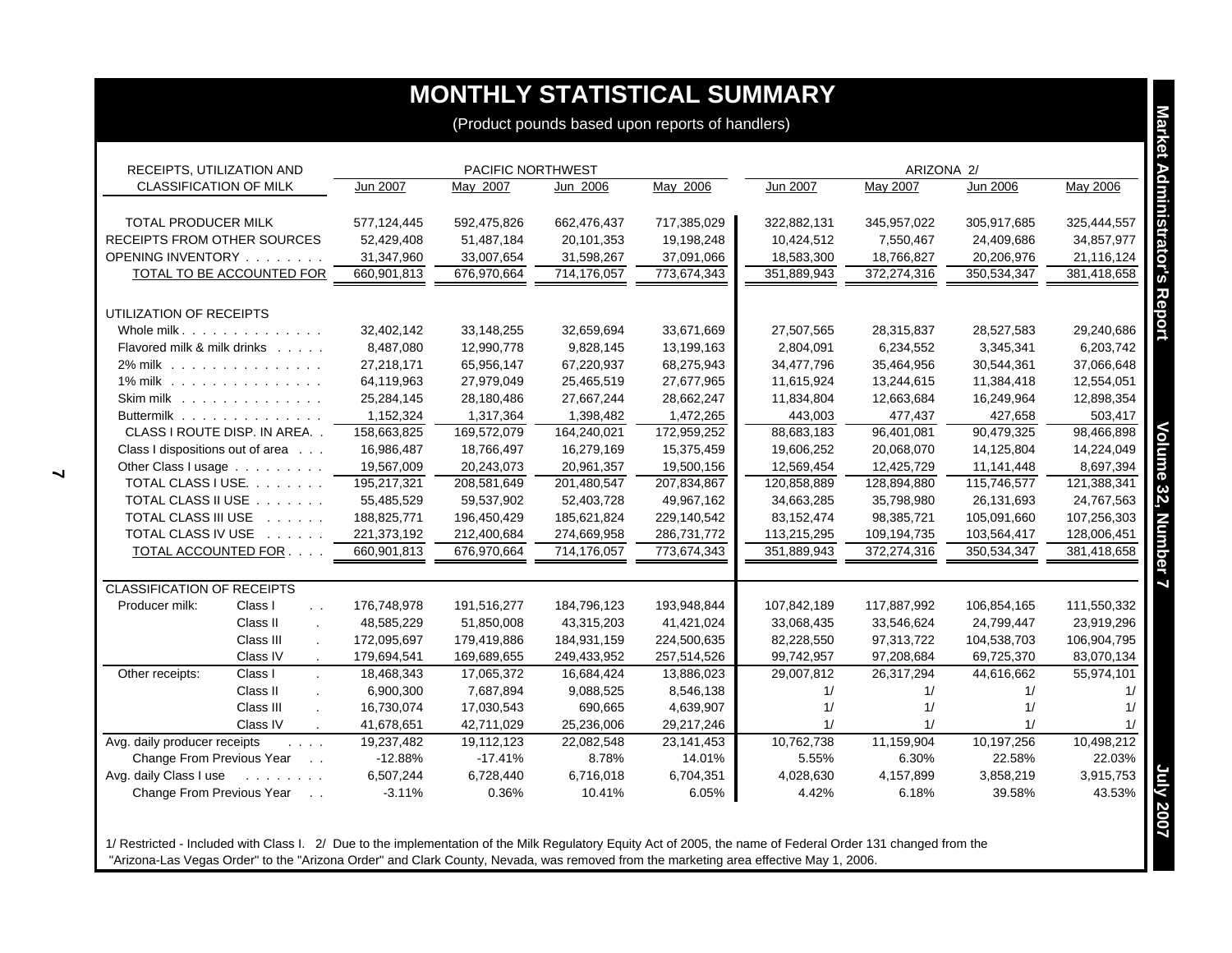# MONTHLY STATISTICAL SUMMARY

(Product pounds based upon reports of handlers)

| RECEIPTS, UTILIZATION AND CLASSIFICATION OF MILK | | PACIFIC NORTHWEST | | | | ARIZONA 2/ | | | |
|---|---|---|---|---|---|---|---|---|---|
| | | Jun 2007 | May 2007 | Jun 2006 | May 2006 | Jun 2007 | May 2007 | Jun 2006 | May 2006 |
| TOTAL PRODUCER MILK | | 577,124,445 | 592,475,826 | 662,476,437 | 717,385,029 | 322,882,131 | 345,957,022 | 305,917,685 | 325,444,557 |
| RECEIPTS FROM OTHER SOURCES | | 52,429,408 | 51,487,184 | 20,101,353 | 19,198,248 | 10,424,512 | 7,550,467 | 24,409,686 | 34,857,977 |
| OPENING INVENTORY | | 31,347,960 | 33,007,654 | 31,598,267 | 37,091,066 | 18,583,300 | 18,766,827 | 20,206,976 | 21,116,124 |
| TOTAL TO BE ACCOUNTED FOR | | 660,901,813 | 676,970,664 | 714,176,057 | 773,674,343 | 351,889,943 | 372,274,316 | 350,534,347 | 381,418,658 |
| UTILIZATION OF RECEIPTS | | | | | | | | | |
| Whole milk | | 32,402,142 | 33,148,255 | 32,659,694 | 33,671,669 | 27,507,565 | 28,315,837 | 28,527,583 | 29,240,686 |
| Flavored milk & milk drinks | | 8,487,080 | 12,990,778 | 9,828,145 | 13,199,163 | 2,804,091 | 6,234,552 | 3,345,341 | 6,203,742 |
| 2% milk | | 27,218,171 | 65,956,147 | 67,220,937 | 68,275,943 | 34,477,796 | 35,464,956 | 30,544,361 | 37,066,648 |
| 1% milk | | 64,119,963 | 27,979,049 | 25,465,519 | 27,677,965 | 11,615,924 | 13,244,615 | 11,384,418 | 12,554,051 |
| Skim milk | | 25,284,145 | 28,180,486 | 27,667,244 | 28,662,247 | 11,834,804 | 12,663,684 | 16,249,964 | 12,898,354 |
| Buttermilk | | 1,152,324 | 1,317,364 | 1,398,482 | 1,472,265 | 443,003 | 477,437 | 427,658 | 503,417 |
| CLASS I ROUTE DISP. IN AREA | | 158,663,825 | 169,572,079 | 164,240,021 | 172,959,252 | 88,683,183 | 96,401,081 | 90,479,325 | 98,466,898 |
| Class I dispositions out of area | | 16,986,487 | 18,766,497 | 16,279,169 | 15,375,459 | 19,606,252 | 20,068,070 | 14,125,804 | 14,224,049 |
| Other Class I usage | | 19,567,009 | 20,243,073 | 20,961,357 | 19,500,156 | 12,569,454 | 12,425,729 | 11,141,448 | 8,697,394 |
| TOTAL CLASS I USE | | 195,217,321 | 208,581,649 | 201,480,547 | 207,834,867 | 120,858,889 | 128,894,880 | 115,746,577 | 121,388,341 |
| TOTAL CLASS II USE | | 55,485,529 | 59,537,902 | 52,403,728 | 49,967,162 | 34,663,285 | 35,798,980 | 26,131,693 | 24,767,563 |
| TOTAL CLASS III USE | | 188,825,771 | 196,450,429 | 185,621,824 | 229,140,542 | 83,152,474 | 98,385,721 | 105,091,660 | 107,256,303 |
| TOTAL CLASS IV USE | | 221,373,192 | 212,400,684 | 274,669,958 | 286,731,772 | 113,215,295 | 109,194,735 | 103,564,417 | 128,006,451 |
| TOTAL ACCOUNTED FOR | | 660,901,813 | 676,970,664 | 714,176,057 | 773,674,343 | 351,889,943 | 372,274,316 | 350,534,347 | 381,418,658 |
| CLASSIFICATION OF RECEIPTS | | | | | | | | | |
| Producer milk: | Class I | 176,748,978 | 191,516,277 | 184,796,123 | 193,948,844 | 107,842,189 | 117,887,992 | 106,854,165 | 111,550,332 |
| | Class II | 48,585,229 | 51,850,008 | 43,315,203 | 41,421,024 | 33,068,435 | 33,546,624 | 24,799,447 | 23,919,296 |
| | Class III | 172,095,697 | 179,419,886 | 184,931,159 | 224,500,635 | 82,228,550 | 97,313,722 | 104,538,703 | 106,904,795 |
| | Class IV | 179,694,541 | 169,689,655 | 249,433,952 | 257,514,526 | 99,742,957 | 97,208,684 | 69,725,370 | 83,070,134 |
| Other receipts: | Class I | 18,468,343 | 17,065,372 | 16,684,424 | 13,886,023 | 29,007,812 | 26,317,294 | 44,616,662 | 55,974,101 |
| | Class II | 6,900,300 | 7,687,894 | 9,088,525 | 8,546,138 | 1/ | 1/ | 1/ | 1/ |
| | Class III | 16,730,074 | 17,030,543 | 690,665 | 4,639,907 | 1/ | 1/ | 1/ | 1/ |
| | Class IV | 41,678,651 | 42,711,029 | 25,236,006 | 29,217,246 | 1/ | 1/ | 1/ | 1/ |
| Avg. daily producer receipts | | 19,237,482 | 19,112,123 | 22,082,548 | 23,141,453 | 10,762,738 | 11,159,904 | 10,197,256 | 10,498,212 |
| Change From Previous Year | | -12.88% | -17.41% | 8.78% | 14.01% | 5.55% | 6.30% | 22.58% | 22.03% |
| Avg. daily Class I use | | 6,507,244 | 6,728,440 | 6,716,018 | 6,704,351 | 4,028,630 | 4,157,899 | 3,858,219 | 3,915,753 |
| Change From Previous Year | | -3.11% | 0.36% | 10.41% | 6.05% | 4.42% | 6.18% | 39.58% | 43.53% |

1/ Restricted - Included with Class I. 2/ Due to the implementation of the Milk Regulatory Equity Act of 2005, the name of Federal Order 131 changed from the "Arizona-Las Vegas Order" to the "Arizona Order" and Clark County, Nevada, was removed from the marketing area effective May 1, 2006.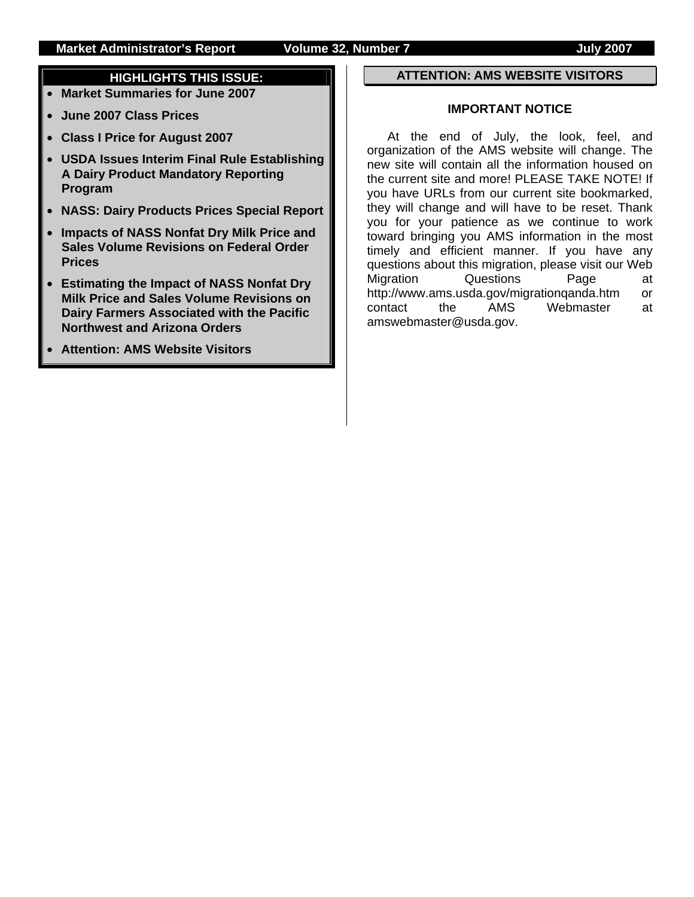## HIGHLIGHTS THIS ISSUE:

- **Market Summaries for June 2007**
- **June 2007 Class Prices**
- **Class I Price for August 2007**
- **USDA Issues Interim Final Rule Establishing A Dairy Product Mandatory Reporting Program**
- **NASS: Dairy Products Prices Special Report**
- **Impacts of NASS Nonfat Dry Milk Price and Sales Volume Revisions on Federal Order Prices**
- **Estimating the Impact of NASS Nonfat Dry Milk Price and Sales Volume Revisions on Dairy Farmers Associated with the Pacific Northwest and Arizona Orders**
- **Attention: AMS Website Visitors**

## ATTENTION: AMS WEBSITE VISITORS

### IMPORTANT NOTICE

At the end of July, the look, feel, and organization of the AMS website will change. The new site will contain all the information housed on the current site and more! PLEASE TAKE NOTE! If you have URLs from our current site bookmarked, they will change and will have to be reset. Thank you for your patience as we continue to work toward bringing you AMS information in the most timely and efficient manner. If you have any questions about this migration, please visit our Web Migration Questions Page at http://www.ams.usda.gov/migrationqanda.htm or contact the AMS Webmaster at amswebmaster@usda.gov.